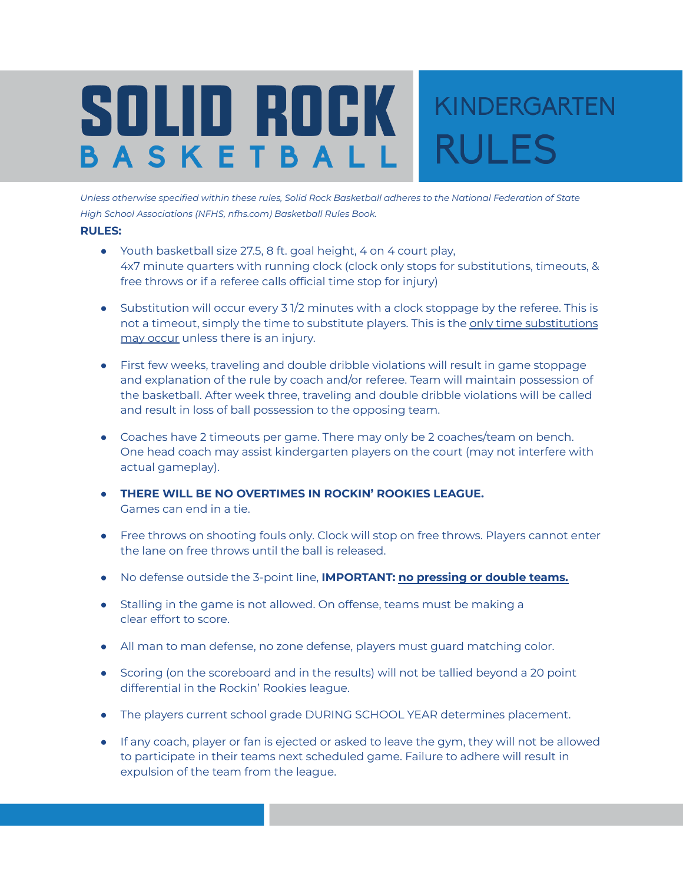# SOLID ROCK BASKETBALL

## KINDERGARTEN RULES

*Unless otherwise specified within these rules, Solid Rock Basketball adheres to the National Federation of State High School Associations (NFHS, nfhs.com) Basketball Rules Book.*

**RULES:**

- Youth basketball size 27.5, 8 ft. goal height, 4 on 4 court play, 4x7 minute quarters with running clock (clock only stops for substitutions, timeouts, & free throws or if a referee calls official time stop for injury)

- Substitution will occur every 3 1/2 minutes with a clock stoppage by the referee. This is not a timeout, simply the time to substitute players. This is the <u>only time substitutions may occur</u> unless there is an injury.

- First few weeks, traveling and double dribble violations will result in game stoppage and explanation of the rule by coach and/or referee. Team will maintain possession of the basketball. After week three, traveling and double dribble violations will be called and result in loss of ball possession to the opposing team.

- Coaches have 2 timeouts per game. There may only be 2 coaches/team on bench. One head coach may assist kindergarten players on the court (may not interfere with actual gameplay).

- **THERE WILL BE NO OVERTIMES IN ROCKIN' ROOKIES LEAGUE.** Games can end in a tie.

- Free throws on shooting fouls only. Clock will stop on free throws. Players cannot enter the lane on free throws until the ball is released.

- No defense outside the 3-point line, **IMPORTANT:** **<u>no pressing or double teams.</u>**

- Stalling in the game is not allowed. On offense, teams must be making a clear effort to score.

- All man to man defense, no zone defense, players must guard matching color.

- Scoring (on the scoreboard and in the results) will not be tallied beyond a 20 point differential in the Rockin' Rookies league.

- The players current school grade DURING SCHOOL YEAR determines placement.

- If any coach, player or fan is ejected or asked to leave the gym, they will not be allowed to participate in their teams next scheduled game. Failure to adhere will result in expulsion of the team from the league.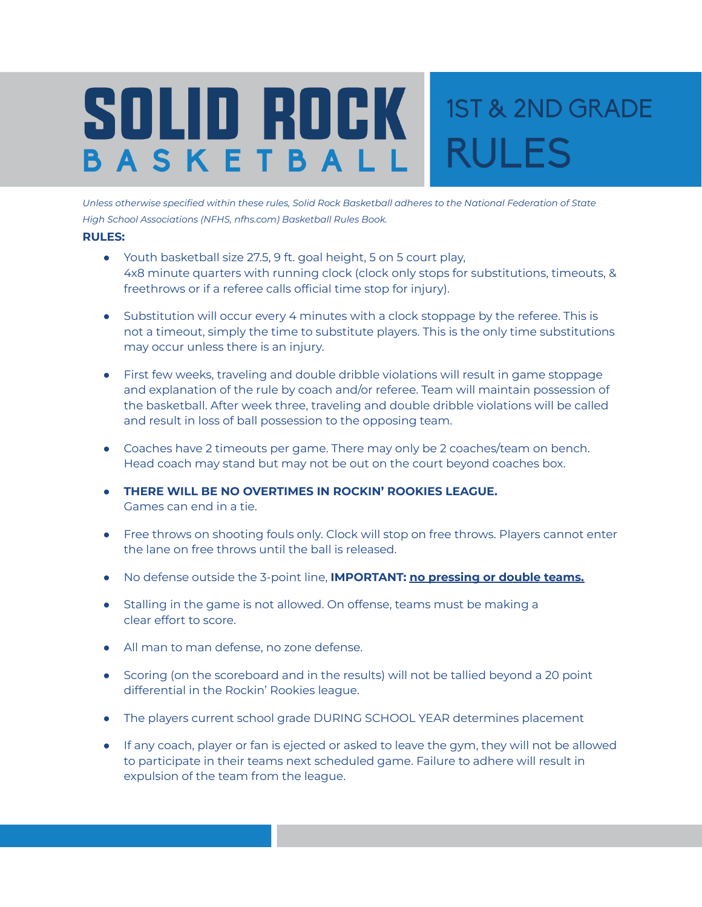# SOLID ROCK BASKETBALL

## 1ST & 2ND GRADE RULES

*Unless otherwise specified within these rules, Solid Rock Basketball adheres to the National Federation of State High School Associations (NFHS, nfhs.com) Basketball Rules Book.*

**RULES:**

- Youth basketball size 27.5, 9 ft. goal height, 5 on 5 court play, 4x8 minute quarters with running clock (clock only stops for substitutions, timeouts, & freethrows or if a referee calls official time stop for injury).
- Substitution will occur every 4 minutes with a clock stoppage by the referee. This is not a timeout, simply the time to substitute players. This is the only time substitutions may occur unless there is an injury.
- First few weeks, traveling and double dribble violations will result in game stoppage and explanation of the rule by coach and/or referee. Team will maintain possession of the basketball. After week three, traveling and double dribble violations will be called and result in loss of ball possession to the opposing team.
- Coaches have 2 timeouts per game. There may only be 2 coaches/team on bench. Head coach may stand but may not be out on the court beyond coaches box.
- **THERE WILL BE NO OVERTIMES IN ROCKIN' ROOKIES LEAGUE.** Games can end in a tie.
- Free throws on shooting fouls only. Clock will stop on free throws. Players cannot enter the lane on free throws until the ball is released.
- No defense outside the 3-point line, **IMPORTANT:** **<u>no pressing or double teams.</u>**
- Stalling in the game is not allowed. On offense, teams must be making a clear effort to score.
- All man to man defense, no zone defense.
- Scoring (on the scoreboard and in the results) will not be tallied beyond a 20 point differential in the Rockin' Rookies league.
- The players current school grade DURING SCHOOL YEAR determines placement
- If any coach, player or fan is ejected or asked to leave the gym, they will not be allowed to participate in their teams next scheduled game. Failure to adhere will result in expulsion of the team from the league.